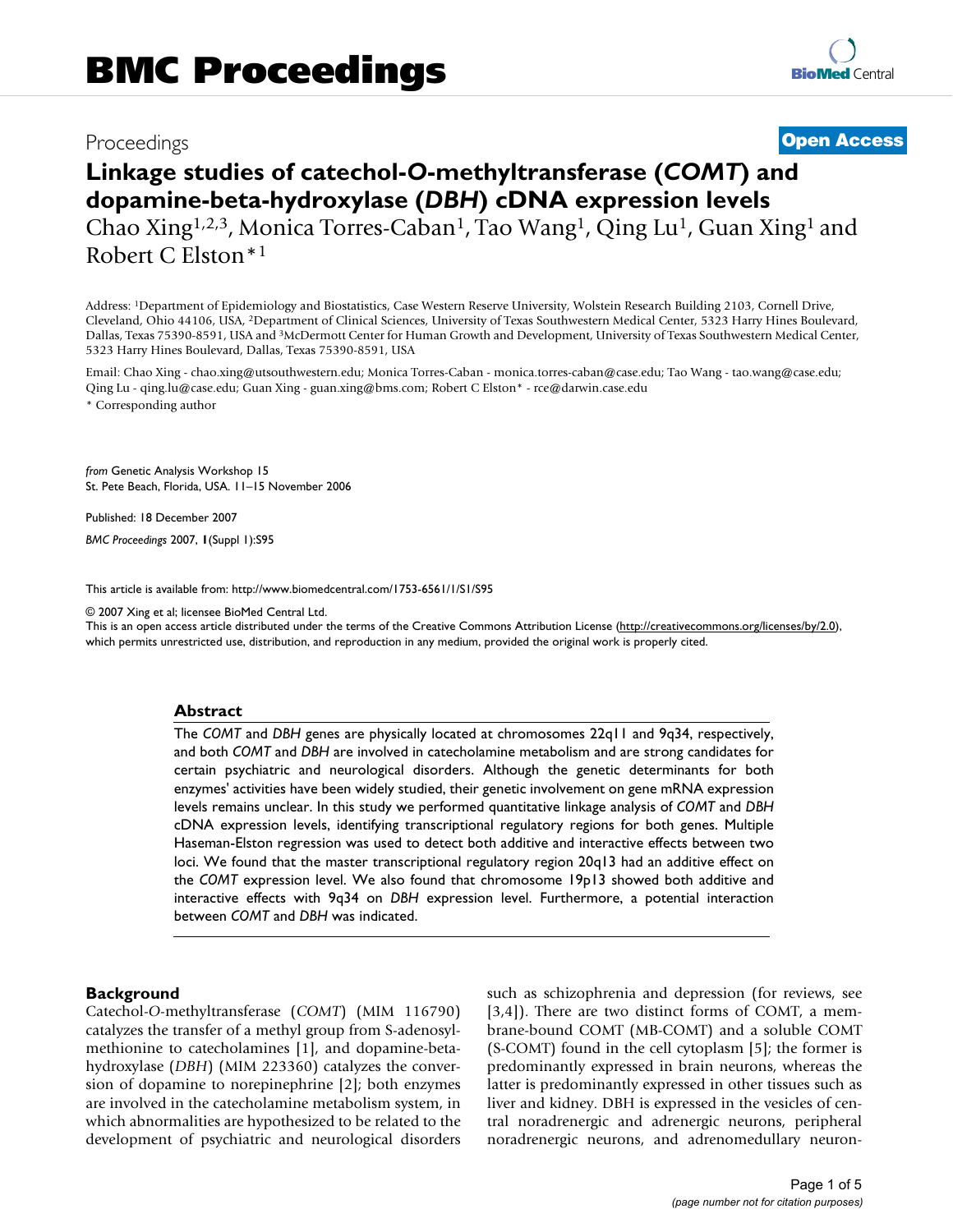# BMC Proceedings

Proceedings **Open Access**

# Linkage studies of catechol-*O*-methyltransferase (*COMT*) and dopamine-beta-hydroxylase (*DBH*) cDNA expression levels

Chao Xing[1,2,3], Monica Torres-Caban[1], Tao Wang[1], Qing Lu[1], Guan Xing[1] and Robert C Elston*[1]

Address: [1]Department of Epidemiology and Biostatistics, Case Western Reserve University, Wolstein Research Building 2103, Cornell Drive, Cleveland, Ohio 44106, USA, [2]Department of Clinical Sciences, University of Texas Southwestern Medical Center, 5323 Harry Hines Boulevard, Dallas, Texas 75390-8591, USA and [3]McDermott Center for Human Growth and Development, University of Texas Southwestern Medical Center, 5323 Harry Hines Boulevard, Dallas, Texas 75390-8591, USA

Email: Chao Xing - chao.xing@utsouthwestern.edu; Monica Torres-Caban - monica.torres-caban@case.edu; Tao Wang - tao.wang@case.edu; Qing Lu - qing.lu@case.edu; Guan Xing - guan.xing@bms.com; Robert C Elston* - rce@darwin.case.edu

\* Corresponding author

*from* Genetic Analysis Workshop 15
St. Pete Beach, Florida, USA. 11–15 November 2006

Published: 18 December 2007

*BMC Proceedings* 2007, **1**(Suppl 1):S95

This article is available from: http://www.biomedcentral.com/1753-6561/1/S1/S95

© 2007 Xing et al; licensee BioMed Central Ltd.
This is an open access article distributed under the terms of the Creative Commons Attribution License (http://creativecommons.org/licenses/by/2.0), which permits unrestricted use, distribution, and reproduction in any medium, provided the original work is properly cited.

## Abstract

The *COMT* and *DBH* genes are physically located at chromosomes 22q11 and 9q34, respectively, and both *COMT* and *DBH* are involved in catecholamine metabolism and are strong candidates for certain psychiatric and neurological disorders. Although the genetic determinants for both enzymes' activities have been widely studied, their genetic involvement on gene mRNA expression levels remains unclear. In this study we performed quantitative linkage analysis of *COMT* and *DBH* cDNA expression levels, identifying transcriptional regulatory regions for both genes. Multiple Haseman-Elston regression was used to detect both additive and interactive effects between two loci. We found that the master transcriptional regulatory region 20q13 had an additive effect on the *COMT* expression level. We also found that chromosome 19p13 showed both additive and interactive effects with 9q34 on *DBH* expression level. Furthermore, a potential interaction between *COMT* and *DBH* was indicated.

## Background

Catechol-*O*-methyltransferase (*COMT*) (MIM 116790) catalyzes the transfer of a methyl group from S-adenosylmethionine to catecholamines [1], and dopamine-beta-hydroxylase (*DBH*) (MIM 223360) catalyzes the conversion of dopamine to norepinephrine [2]; both enzymes are involved in the catecholamine metabolism system, in which abnormalities are hypothesized to be related to the development of psychiatric and neurological disorders such as schizophrenia and depression (for reviews, see [3,4]). There are two distinct forms of COMT, a membrane-bound COMT (MB-COMT) and a soluble COMT (S-COMT) found in the cell cytoplasm [5]; the former is predominantly expressed in brain neurons, whereas the latter is predominantly expressed in other tissues such as liver and kidney. DBH is expressed in the vesicles of central noradrenergic and adrenergic neurons, peripheral noradrenergic neurons, and adrenomedullary neuron-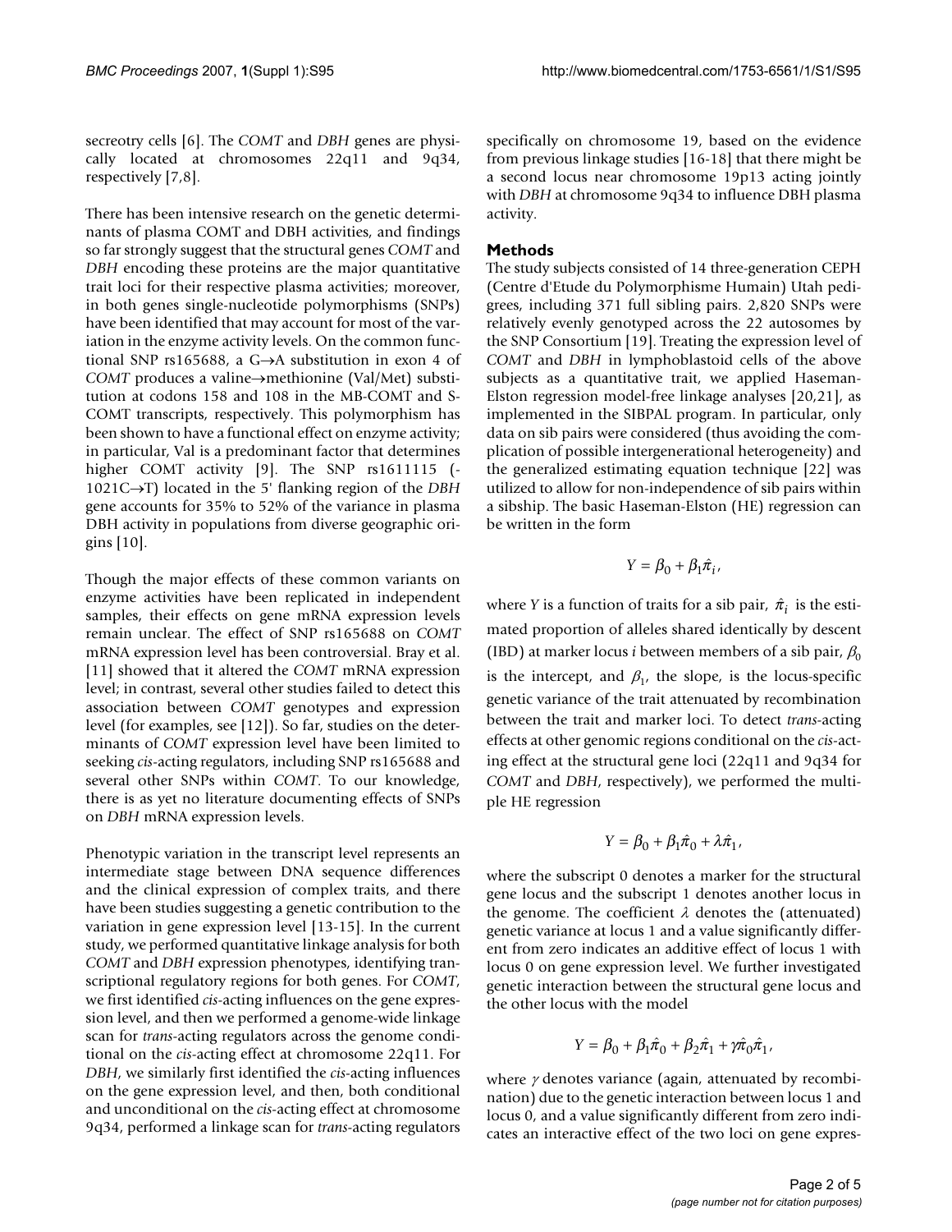secreotry cells [6]. The *COMT* and *DBH* genes are physically located at chromosomes 22q11 and 9q34, respectively [7,8].

There has been intensive research on the genetic determinants of plasma COMT and DBH activities, and findings so far strongly suggest that the structural genes *COMT* and *DBH* encoding these proteins are the major quantitative trait loci for their respective plasma activities; moreover, in both genes single-nucleotide polymorphisms (SNPs) have been identified that may account for most of the variation in the enzyme activity levels. On the common functional SNP rs165688, a G→A substitution in exon 4 of *COMT* produces a valine→methionine (Val/Met) substitution at codons 158 and 108 in the MB-COMT and S-COMT transcripts, respectively. This polymorphism has been shown to have a functional effect on enzyme activity; in particular, Val is a predominant factor that determines higher COMT activity [9]. The SNP rs1611115 (-1021C→T) located in the 5' flanking region of the *DBH* gene accounts for 35% to 52% of the variance in plasma DBH activity in populations from diverse geographic origins [10].

Though the major effects of these common variants on enzyme activities have been replicated in independent samples, their effects on gene mRNA expression levels remain unclear. The effect of SNP rs165688 on *COMT* mRNA expression level has been controversial. Bray et al. [11] showed that it altered the *COMT* mRNA expression level; in contrast, several other studies failed to detect this association between *COMT* genotypes and expression level (for examples, see [12]). So far, studies on the determinants of *COMT* expression level have been limited to seeking *cis*-acting regulators, including SNP rs165688 and several other SNPs within *COMT*. To our knowledge, there is as yet no literature documenting effects of SNPs on *DBH* mRNA expression levels.

Phenotypic variation in the transcript level represents an intermediate stage between DNA sequence differences and the clinical expression of complex traits, and there have been studies suggesting a genetic contribution to the variation in gene expression level [13-15]. In the current study, we performed quantitative linkage analysis for both *COMT* and *DBH* expression phenotypes, identifying transcriptional regulatory regions for both genes. For *COMT*, we first identified *cis*-acting influences on the gene expression level, and then we performed a genome-wide linkage scan for *trans*-acting regulators across the genome conditional on the *cis*-acting effect at chromosome 22q11. For *DBH*, we similarly first identified the *cis*-acting influences on the gene expression level, and then, both conditional and unconditional on the *cis*-acting effect at chromosome 9q34, performed a linkage scan for *trans*-acting regulators specifically on chromosome 19, based on the evidence from previous linkage studies [16-18] that there might be a second locus near chromosome 19p13 acting jointly with *DBH* at chromosome 9q34 to influence DBH plasma activity.

## Methods

The study subjects consisted of 14 three-generation CEPH (Centre d'Etude du Polymorphisme Humain) Utah pedigrees, including 371 full sibling pairs. 2,820 SNPs were relatively evenly genotyped across the 22 autosomes by the SNP Consortium [19]. Treating the expression level of *COMT* and *DBH* in lymphoblastoid cells of the above subjects as a quantitative trait, we applied Haseman-Elston regression model-free linkage analyses [20,21], as implemented in the SIBPAL program. In particular, only data on sib pairs were considered (thus avoiding the complication of possible intergenerational heterogeneity) and the generalized estimating equation technique [22] was utilized to allow for non-independence of sib pairs within a sibship. The basic Haseman-Elston (HE) regression can be written in the form

$$Y = \beta_0 + \beta_1 \hat{\pi}_i,$$

where *Y* is a function of traits for a sib pair, $\hat{\pi}_i$ is the estimated proportion of alleles shared identically by descent (IBD) at marker locus *i* between members of a sib pair, $\beta_0$ is the intercept, and $\beta_1$, the slope, is the locus-specific genetic variance of the trait attenuated by recombination between the trait and marker loci. To detect *trans*-acting effects at other genomic regions conditional on the *cis*-acting effect at the structural gene loci (22q11 and 9q34 for *COMT* and *DBH*, respectively), we performed the multiple HE regression

$$Y = \beta_0 + \beta_1 \hat{\pi}_0 + \lambda \hat{\pi}_1,$$

where the subscript 0 denotes a marker for the structural gene locus and the subscript 1 denotes another locus in the genome. The coefficient $\lambda$ denotes the (attenuated) genetic variance at locus 1 and a value significantly different from zero indicates an additive effect of locus 1 with locus 0 on gene expression level. We further investigated genetic interaction between the structural gene locus and the other locus with the model

$$Y = \beta_0 + \beta_1 \hat{\pi}_0 + \beta_2 \hat{\pi}_1 + \gamma \hat{\pi}_0 \hat{\pi}_1,$$

where $\gamma$ denotes variance (again, attenuated by recombination) due to the genetic interaction between locus 1 and locus 0, and a value significantly different from zero indicates an interactive effect of the two loci on gene expres-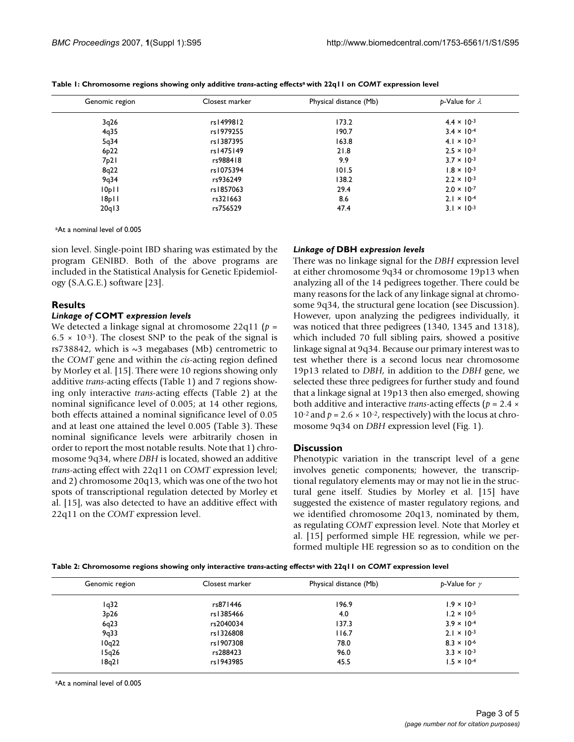**Table 1: Chromosome regions showing only additive *trans*-acting effects[a] with 22q11 on *COMT* expression level**

| Genomic region | Closest marker | Physical distance (Mb) | *p*-Value for $\lambda$ |
|---|---|---|---|
| 3q26 | rs1499812 | 173.2 | $4.4 \times 10^{-3}$ |
| 4q35 | rs1979255 | 190.7 | $3.4 \times 10^{-4}$ |
| 5q34 | rs1387395 | 163.8 | $4.1 \times 10^{-3}$ |
| 6p22 | rs1475149 | 21.8 | $2.5 \times 10^{-3}$ |
| 7p21 | rs988418 | 9.9 | $3.7 \times 10^{-3}$ |
| 8q22 | rs1075394 | 101.5 | $1.8 \times 10^{-3}$ |
| 9q34 | rs936249 | 138.2 | $2.2 \times 10^{-3}$ |
| 10p11 | rs1857063 | 29.4 | $2.0 \times 10^{-7}$ |
| 18p11 | rs321663 | 8.6 | $2.1 \times 10^{-4}$ |
| 20q13 | rs756529 | 47.4 | $3.1 \times 10^{-3}$ |

[a]At a nominal level of 0.005

sion level. Single-point IBD sharing was estimated by the program GENIBD. Both of the above programs are included in the Statistical Analysis for Genetic Epidemiology (S.A.G.E.) software [23].

## Results

### *Linkage of* COMT *expression levels*

We detected a linkage signal at chromosome 22q11 ($p = 6.5 \times 10^{-3}$). The closest SNP to the peak of the signal is rs738842, which is ~3 megabases (Mb) centrometric to the *COMT* gene and within the *cis*-acting region defined by Morley et al. [15]. There were 10 regions showing only additive *trans*-acting effects (Table 1) and 7 regions showing only interactive *trans*-acting effects (Table 2) at the nominal significance level of 0.005; at 14 other regions, both effects attained a nominal significance level of 0.05 and at least one attained the level 0.005 (Table 3). These nominal significance levels were arbitrarily chosen in order to report the most notable results. Note that 1) chromosome 9q34, where *DBH* is located, showed an additive *trans*-acting effect with 22q11 on *COMT* expression level; and 2) chromosome 20q13, which was one of the two hot spots of transcriptional regulation detected by Morley et al. [15], was also detected to have an additive effect with 22q11 on the *COMT* expression level.

### *Linkage of* DBH *expression levels*

There was no linkage signal for the *DBH* expression level at either chromosome 9q34 or chromosome 19p13 when analyzing all of the 14 pedigrees together. There could be many reasons for the lack of any linkage signal at chromosome 9q34, the structural gene location (see Discussion). However, upon analyzing the pedigrees individually, it was noticed that three pedigrees (1340, 1345 and 1318), which included 70 full sibling pairs, showed a positive linkage signal at 9q34. Because our primary interest was to test whether there is a second locus near chromosome 19p13 related to *DBH*, in addition to the *DBH* gene, we selected these three pedigrees for further study and found that a linkage signal at 19p13 then also emerged, showing both additive and interactive *trans*-acting effects ($p = 2.4 \times 10^{-2}$ and $p = 2.6 \times 10^{-2}$, respectively) with the locus at chromosome 9q34 on *DBH* expression level (Fig. 1).

## Discussion

Phenotypic variation in the transcript level of a gene involves genetic components; however, the transcriptional regulatory elements may or may not lie in the structural gene itself. Studies by Morley et al. [15] have suggested the existence of master regulatory regions, and we identified chromosome 20q13, nominated by them, as regulating *COMT* expression level. Note that Morley et al. [15] performed simple HE regression, while we performed multiple HE regression so as to condition on the

**Table 2: Chromosome regions showing only interactive *trans*-acting effects[a] with 22q11 on *COMT* expression level**

| Genomic region | Closest marker | Physical distance (Mb) | *p*-Value for $\gamma$ |
|---|---|---|---|
| 1q32 | rs871446 | 196.9 | $1.9 \times 10^{-3}$ |
| 3p26 | rs1385466 | 4.0 | $1.2 \times 10^{-5}$ |
| 6q23 | rs2040034 | 137.3 | $3.9 \times 10^{-4}$ |
| 9q33 | rs1326808 | 116.7 | $2.1 \times 10^{-3}$ |
| 10q22 | rs1907308 | 78.0 | $8.3 \times 10^{-6}$ |
| 15q26 | rs288423 | 96.0 | $3.3 \times 10^{-3}$ |
| 18q21 | rs1943985 | 45.5 | $1.5 \times 10^{-4}$ |

[a]At a nominal level of 0.005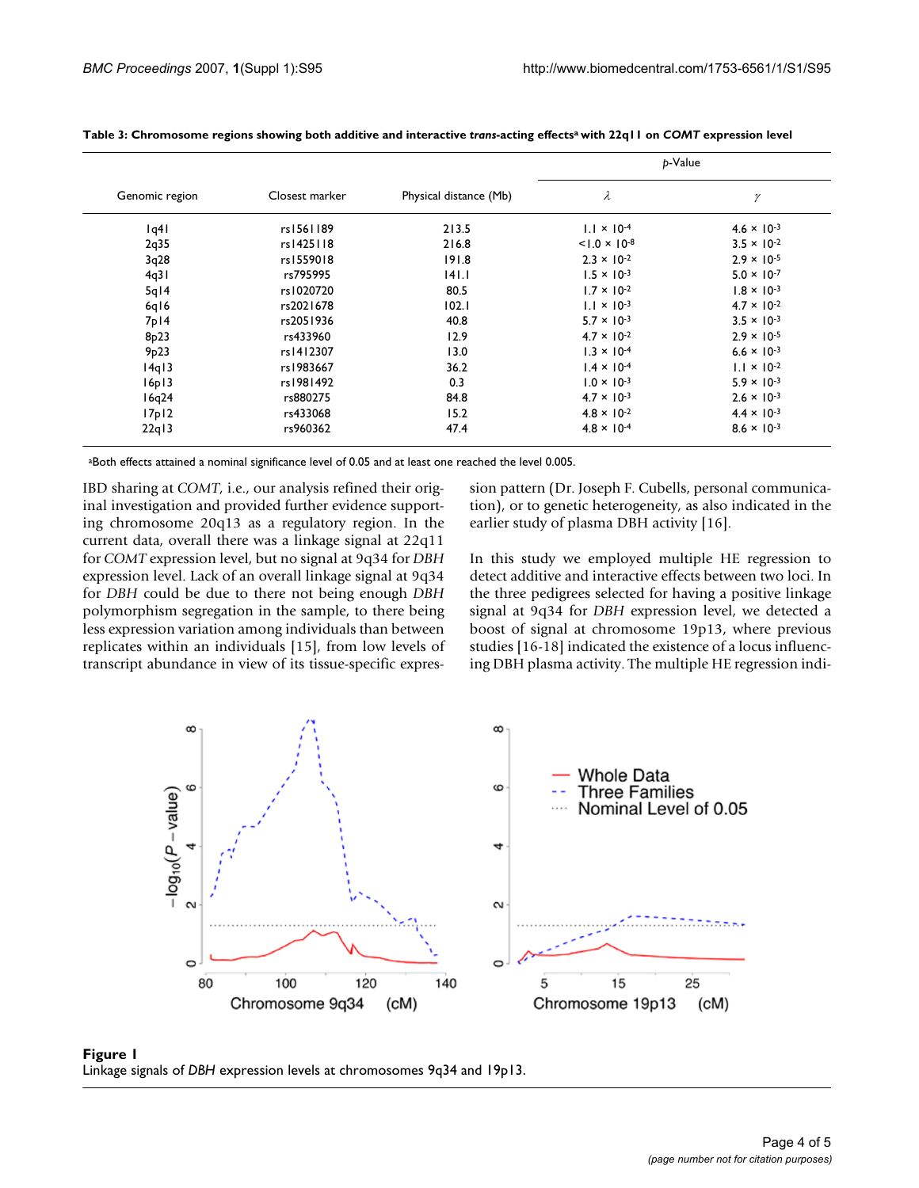**Table 3: Chromosome regions showing both additive and interactive *trans*-acting effects[a] with 22q11 on *COMT* expression level**

| Genomic region | Closest marker | Physical distance (Mb) | *p*-Value | |
|---|---|---|---|---|
| | | | $\lambda$ | $\gamma$ |
| 1q41 | rs1561189 | 213.5 | $1.1 \times 10^{-4}$ | $4.6 \times 10^{-3}$ |
| 2q35 | rs1425118 | 216.8 | $<1.0 \times 10^{-8}$ | $3.5 \times 10^{-2}$ |
| 3q28 | rs1559018 | 191.8 | $2.3 \times 10^{-2}$ | $2.9 \times 10^{-5}$ |
| 4q31 | rs795995 | 141.1 | $1.5 \times 10^{-3}$ | $5.0 \times 10^{-7}$ |
| 5q14 | rs1020720 | 80.5 | $1.7 \times 10^{-2}$ | $1.8 \times 10^{-3}$ |
| 6q16 | rs2021678 | 102.1 | $1.1 \times 10^{-3}$ | $4.7 \times 10^{-2}$ |
| 7p14 | rs2051936 | 40.8 | $5.7 \times 10^{-3}$ | $3.5 \times 10^{-3}$ |
| 8p23 | rs433960 | 12.9 | $4.7 \times 10^{-2}$ | $2.9 \times 10^{-5}$ |
| 9p23 | rs1412307 | 13.0 | $1.3 \times 10^{-4}$ | $6.6 \times 10^{-3}$ |
| 14q13 | rs1983667 | 36.2 | $1.4 \times 10^{-4}$ | $1.1 \times 10^{-2}$ |
| 16p13 | rs1981492 | 0.3 | $1.0 \times 10^{-3}$ | $5.9 \times 10^{-3}$ |
| 16q24 | rs880275 | 84.8 | $4.7 \times 10^{-3}$ | $2.6 \times 10^{-3}$ |
| 17p12 | rs433068 | 15.2 | $4.8 \times 10^{-2}$ | $4.4 \times 10^{-3}$ |
| 22q13 | rs960362 | 47.4 | $4.8 \times 10^{-4}$ | $8.6 \times 10^{-3}$ |

[a]Both effects attained a nominal significance level of 0.05 and at least one reached the level 0.005.

IBD sharing at *COMT*, i.e., our analysis refined their original investigation and provided further evidence supporting chromosome 20q13 as a regulatory region. In the current data, overall there was a linkage signal at 22q11 for *COMT* expression level, but no signal at 9q34 for *DBH* expression level. Lack of an overall linkage signal at 9q34 for *DBH* could be due to there not being enough *DBH* polymorphism segregation in the sample, to there being less expression variation among individuals than between replicates within an individuals [15], from low levels of transcript abundance in view of its tissue-specific expression pattern (Dr. Joseph F. Cubells, personal communication), or to genetic heterogeneity, as also indicated in the earlier study of plasma DBH activity [16].

In this study we employed multiple HE regression to detect additive and interactive effects between two loci. In the three pedigrees selected for having a positive linkage signal at 9q34 for *DBH* expression level, we detected a boost of signal at chromosome 19p13, where previous studies [16-18] indicated the existence of a locus influencing DBH plasma activity. The multiple HE regression indi-

**Figure 1**
Linkage signals of *DBH* expression levels at chromosomes 9q34 and 19p13.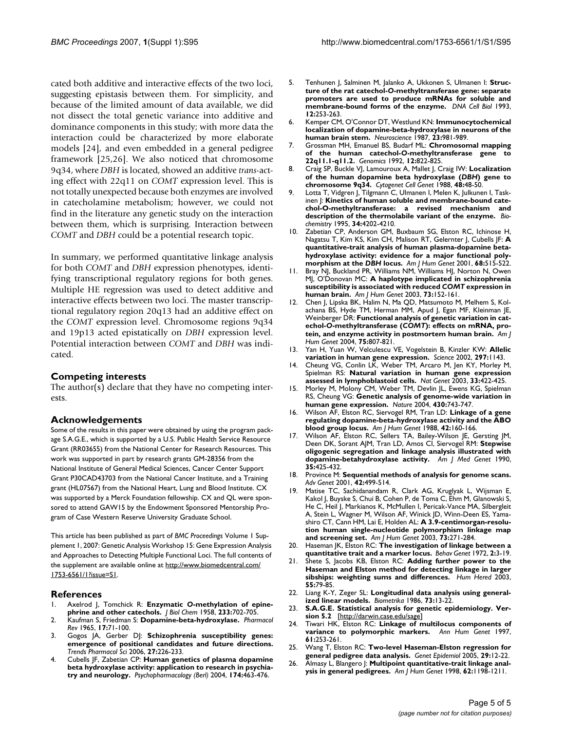cated both additive and interactive effects of the two loci, suggesting epistasis between them. For simplicity, and because of the limited amount of data available, we did not dissect the total genetic variance into additive and dominance components in this study; with more data the interaction could be characterized by more elaborate models [24], and even embedded in a general pedigree framework [25,26]. We also noticed that chromosome 9q34, where *DBH* is located, showed an additive *trans*-acting effect with 22q11 on *COMT* expression level. This is not totally unexpected because both enzymes are involved in catecholamine metabolism; however, we could not find in the literature any genetic study on the interaction between them, which is surprising. Interaction between *COMT* and *DBH* could be a potential research topic.

In summary, we performed quantitative linkage analysis for both *COMT* and *DBH* expression phenotypes, identifying transcriptional regulatory regions for both genes. Multiple HE regression was used to detect additive and interactive effects between two loci. The master transcriptional regulatory region 20q13 had an additive effect on the *COMT* expression level. Chromosome regions 9q34 and 19p13 acted epistatically on *DBH* expression level. Potential interaction between *COMT* and *DBH* was indicated.

## Competing interests

The author(s) declare that they have no competing interests.

## Acknowledgements

Some of the results in this paper were obtained by using the program package S.A.G.E., which is supported by a U.S. Public Health Service Resource Grant (RR03655) from the National Center for Research Resources. This work was supported in part by research grants GM-28356 from the National Institute of General Medical Sciences, Cancer Center Support Grant P30CAD43703 from the National Cancer Institute, and a Training grant (HL07567) from the National Heart, Lung and Blood Institute. CX was supported by a Merck Foundation fellowship. CX and QL were sponsored to attend GAW15 by the Endowment Sponsored Mentorship Program of Case Western Reserve University Graduate School.

This article has been published as part of *BMC Proceedings* Volume 1 Supplement 1, 2007: Genetic Analysis Workshop 15: Gene Expression Analysis and Approaches to Detecting Multiple Functional Loci. The full contents of the supplement are available online at http://www.biomedcentral.com/1753-6561/1?issue=S1.

## References

1. Axelrod J, Tomchick R: **Enzymatic *O*-methylation of epinephrine and other catechols.** *J Biol Chem* 1958, **233:**702-705.
2. Kaufman S, Friedman S: **Dopamine-beta-hydroxylase.** *Pharmacol Rev* 1965, **17:**71-100.
3. Gogos JA, Gerber DJ: **Schizophrenia susceptibility genes: emergence of positional candidates and future directions.** *Trends Pharmacol Sci* 2006, **27:**226-233.
4. Cubells JF, Zabetian CP: **Human genetics of plasma dopamine beta hydroxylase activity: application to research in psychiatry and neurology.** *Psychopharmacology (Berl)* 2004, **174:**463-476.
5. Tenhunen J, Salminen M, Jalanko A, Ukkonen S, Ulmanen I: **Structure of the rat catechol-*O*-methyltransferase gene: separate promoters are used to produce mRNAs for soluble and membrane-bound forms of the enzyme.** *DNA Cell Biol* 1993, **12:**253-263.
6. Kemper CM, O'Connor DT, Westlund KN: **Immunocytochemical localization of dopamine-beta-hydroxylase in neurons of the human brain stem.** *Neuroscience* 1987, **23:**981-989.
7. Grossman MH, Emanuel BS, Budarf ML: **Chromosomal mapping of the human catechol-*O*-methyltransferase gene to 22q11.1-q11.2.** *Genomics* 1992, **12:**822-825.
8. Craig SP, Buckle VJ, Lamouroux A, Mallet J, Craig IW: **Localization of the human dopamine beta hydroxylase (*DBH*) gene to chromosome 9q34.** *Cytogenet Cell Genet* 1988, **48:**48-50.
9. Lotta T, Vidgren J, Tilgmann C, Ulmanen I, Melen K, Julkunen I, Taskinen J: **Kinetics of human soluble and membrane-bound catechol-O-methyltransferase: a revised mechanism and description of the thermolabile variant of the enzyme.** *Biochemistry* 1995, **34:**4202-4210.
10. Zabetian CP, Anderson GM, Buxbaum SG, Elston RC, Ichinose H, Nagatsu T, Kim KS, Kim CH, Malison RT, Gelernter J, Cubells JF: **A quantitative-trait analysis of human plasma-dopamine beta-hydroxylase activity: evidence for a major functional polymorphism at the *DBH* locus.** *Am J Hum Genet* 2001, **68:**515-522.
11. Bray NJ, Buckland PR, Williams NM, Williams HJ, Norton N, Owen MJ, O'Donovan MC: **A haplotype implicated in schizophrenia susceptibility is associated with reduced *COMT* expression in human brain.** *Am J Hum Genet* 2003, **73:**152-161.
12. Chen J, Lipska BK, Halim N, Ma QD, Matsumoto M, Melhem S, Kolachana BS, Hyde TM, Herman MM, Apud J, Egan MF, Kleinman JE, Weinberger DR: **Functional analysis of genetic variation in catechol-*O*-methyltransferase (*COMT*): effects on mRNA, protein, and enzyme activity in postmortem human brain.** *Am J Hum Genet* 2004, **75:**807-821.
13. Yan H, Yuan W, Velculescu VE, Vogelstein B, Kinzler KW: **Allelic variation in human gene expression.** *Science* 2002, **297:**1143.
14. Cheung VG, Conlin LK, Weber TM, Arcaro M, Jen KY, Morley M, Spielman RS: **Natural variation in human gene expression assessed in lymphoblastoid cells.** *Nat Genet* 2003, **33:**422-425.
15. Morley M, Molony CM, Weber TM, Devlin JL, Ewens KG, Spielman RS, Cheung VG: **Genetic analysis of genome-wide variation in human gene expression.** *Nature* 2004, **430:**743-747.
16. Wilson AF, Elston RC, Siervogel RM, Tran LD: **Linkage of a gene regulating dopamine-beta-hydroxylase activity and the ABO blood group locus.** *Am J Hum Genet* 1988, **42:**160-166.
17. Wilson AF, Elston RC, Sellers TA, Bailey-Wilson JE, Gersting JM, Deen DK, Sorant AJM, Tran LD, Amos CI, Siervogel RM: **Stepwise oligogenic segregation and linkage analysis illustrated with dopamine-betahydroxylase activity.** *Am J Med Genet* 1990, **35:**425-432.
18. Province M: **Sequential methods of analysis for genome scans.** *Adv Genet* 2001, **42:**499-514.
19. Matise TC, Sachidanandam R, Clark AG, Kruglyak L, Wijsman E, Kakol J, Buyske S, Chui B, Cohen P, de Toma C, Ehm M, Glanowski S, He C, Heil J, Markianos K, McMullen I, Pericak-Vance MA, Silbergleit A, Stein L, Wagner M, Wilson AF, Winick JD, Winn-Deen ES, Yamashiro CT, Cann HM, Lai E, Holden AL: **A 3.9-centimorgan-resolution human single-nucleotide polymorphism linkage map and screening set.** *Am J Hum Genet* 2003, **73:**271-284.
20. Haseman JK, Elston RC: **The investigation of linkage between a quantitative trait and a marker locus.** *Behav Genet* 1972, **2:**3-19.
21. Shete S, Jacobs KB, Elston RC: **Adding further power to the Haseman and Elston method for detecting linkage in larger sibships: weighting sums and differences.** *Hum Hered* 2003, **55:**79-85.
22. Liang K-Y, Zeger SL: **Longitudinal data analysis using generalized linear models.** *Biometrika* 1986, **73:**13-22.
23. **S.A.G.E. Statistical analysis for genetic epidemiology. Version 5.2** [http://darwin.case.edu/sage]
24. Tiwari HK, Elston RC: **Linkage of multilocus components of variance to polymorphic markers.** *Ann Hum Genet* 1997, **61:**253-261.
25. Wang T, Elston RC: **Two-level Haseman-Elston regression for general pedigree data analysis.** *Genet Epidemiol* 2005, **29:**12-22.
26. Almasy L, Blangero J: **Multipoint quantitative-trait linkage analysis in general pedigrees.** *Am J Hum Genet* 1998, **62:**1198-1211.